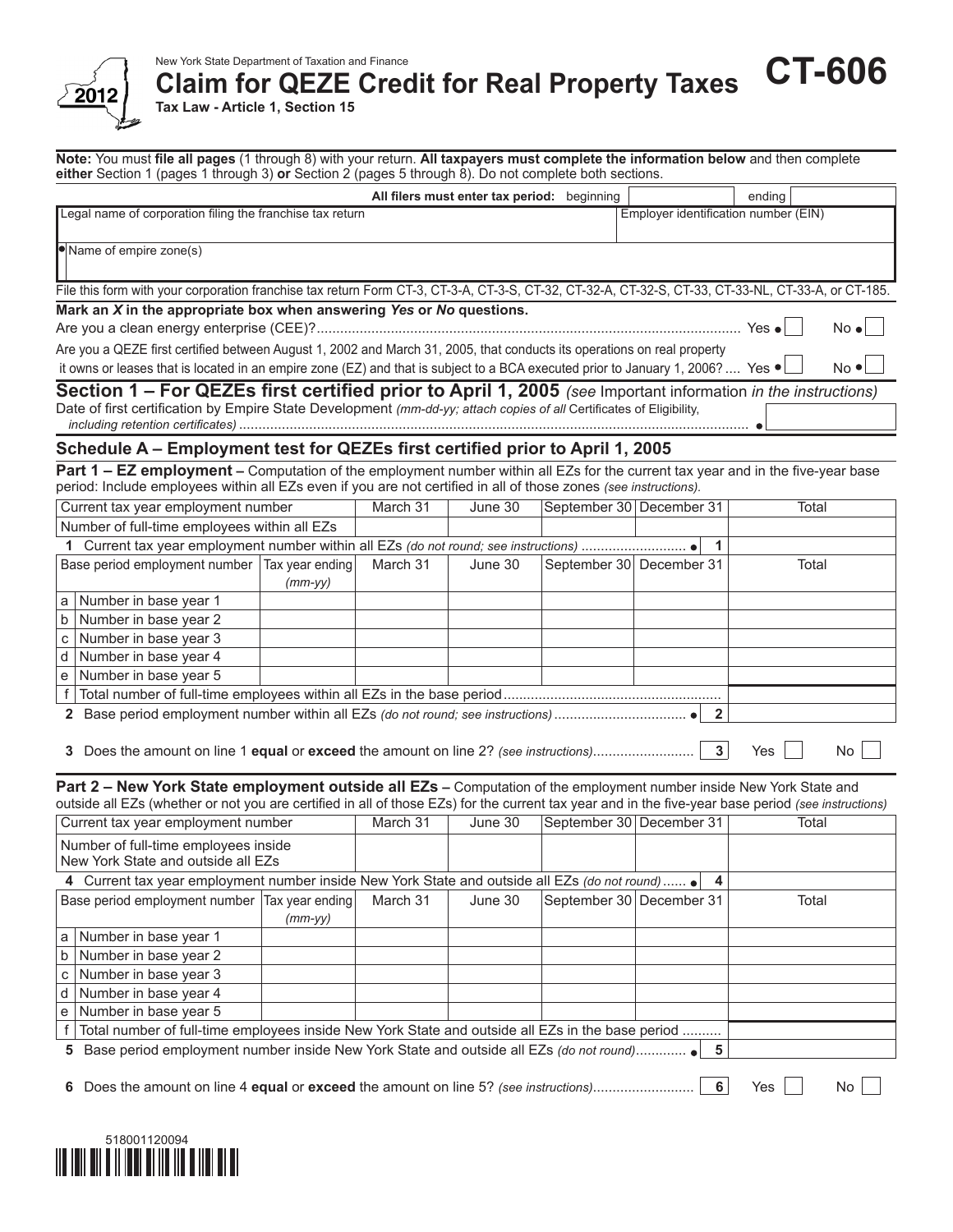New York State Department of Taxation and Finance

# Claim for QEZE Credit for Real Property Taxes

**CT-606**

2012

**Tax Law - Article 1, Section 15**

**Note:** You must **file all pages** (1 through 8) with your return. **All taxpayers must complete the information below** and then complete **either** Section 1 (pages 1 through 3) **or** Section 2 (pages 5 through 8). Do not complete both sections.

| | |
|---|---|
| **All filers must enter tax period:** beginning | ending |
| Legal name of corporation filing the franchise tax return | Employer identification number (EIN) |
| Name of empire zone(s) | |

File this form with your corporation franchise tax return Form CT-3, CT-3-A, CT-3-S, CT-32, CT-32-A, CT-32-S, CT-33, CT-33-NL, CT-33-A, or CT-185.

**Mark an X in the appropriate box when answering Yes or No questions.**

Are you a clean energy enterprise (CEE)? ............ Yes ☐ No ☐

Are you a QEZE first certified between August 1, 2002 and March 31, 2005, that conducts its operations on real property it owns or leases that is located in an empire zone (EZ) and that is subject to a BCA executed prior to January 1, 2006? .... Yes ☐ No ☐

## Section 1 – For QEZEs first certified prior to April 1, 2005 *(see Important information in the instructions)*

Date of first certification by Empire State Development *(mm-dd-yy; attach copies of all Certificates of Eligibility, including retention certificates)* ............

### Schedule A – Employment test for QEZEs first certified prior to April 1, 2005

**Part 1 – EZ employment –** Computation of the employment number within all EZs for the current tax year and in the five-year base period: Include employees within all EZs even if you are not certified in all of those zones *(see instructions).*

| Current tax year employment number | | March 31 | June 30 | September 30 | December 31 | Total |
|---|---|---|---|---|---|---|
| Number of full-time employees within all EZs | | | | | | |
| **1** Current tax year employment number within all EZs *(do not round; see instructions)* ........ **1** | | | | | | |
| Base period employment number | Tax year ending *(mm-yy)* | March 31 | June 30 | September 30 | December 31 | Total |
| a Number in base year 1 | | | | | | |
| b Number in base year 2 | | | | | | |
| c Number in base year 3 | | | | | | |
| d Number in base year 4 | | | | | | |
| e Number in base year 5 | | | | | | |
| f Total number of full-time employees within all EZs in the base period ........ | | | | | | |
| **2** Base period employment number within all EZs *(do not round; see instructions)* ........ **2** | | | | | | |

**3** Does the amount on line 1 **equal** or **exceed** the amount on line 2? *(see instructions)*........ **3** Yes ☐ No ☐

**Part 2 – New York State employment outside all EZs –** Computation of the employment number inside New York State and outside all EZs (whether or not you are certified in all of those EZs) for the current tax year and in the five-year base period *(see instructions)*

| Current tax year employment number | | March 31 | June 30 | September 30 | December 31 | Total |
|---|---|---|---|---|---|---|
| Number of full-time employees inside New York State and outside all EZs | | | | | | |
| **4** Current tax year employment number inside New York State and outside all EZs *(do not round)* ...... **4** | | | | | | |
| Base period employment number | Tax year ending *(mm-yy)* | March 31 | June 30 | September 30 | December 31 | Total |
| a Number in base year 1 | | | | | | |
| b Number in base year 2 | | | | | | |
| c Number in base year 3 | | | | | | |
| d Number in base year 4 | | | | | | |
| e Number in base year 5 | | | | | | |
| f Total number of full-time employees inside New York State and outside all EZs in the base period ........ | | | | | | |
| **5** Base period employment number inside New York State and outside all EZs *(do not round)*........ **5** | | | | | | |

**6** Does the amount on line 4 **equal** or **exceed** the amount on line 5? *(see instructions)*........ **6** Yes ☐ No ☐

518001120094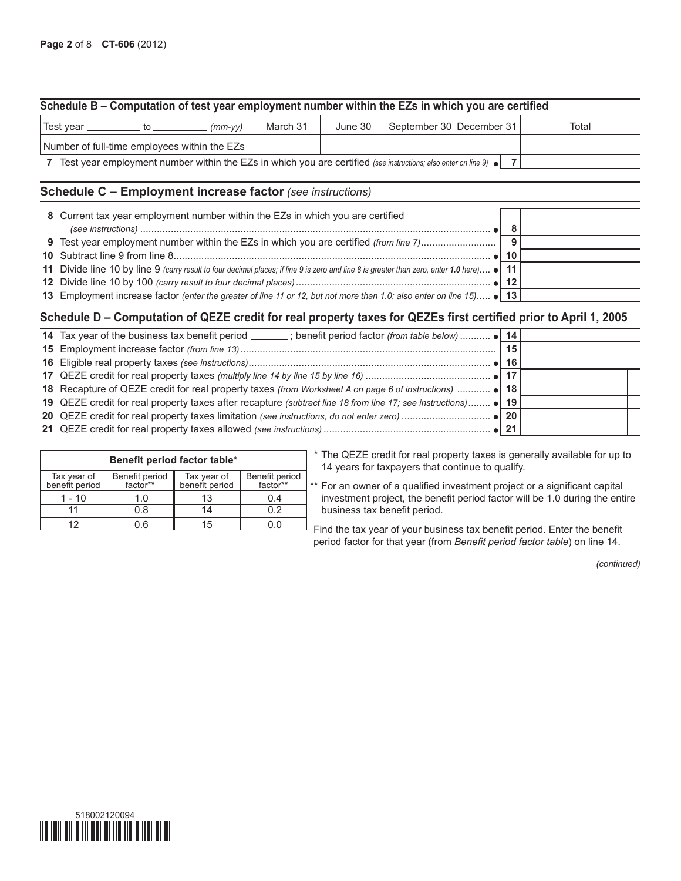## Schedule B – Computation of test year employment number within the EZs in which you are certified

| Test year __________ to __________ *(mm-yy)* | March 31 | June 30 | September 30 | December 31 | Total |
|---|---|---|---|---|---|
| Number of full-time employees within the EZs | | | | | |

**7** Test year employment number within the EZs in which you are certified *(see instructions; also enter on line 9)* ● **7**

## Schedule C – Employment increase factor *(see instructions)*

| Line | Description | | |
|---|---|---|---|
| 8 | Current tax year employment number within the EZs in which you are certified *(see instructions)* ● | 8 | |
| 9 | Test year employment number within the EZs in which you are certified *(from line 7)* | 9 | |
| 10 | Subtract line 9 from line 8 ● | 10 | |
| 11 | Divide line 10 by line 9 *(carry result to four decimal places; if line 9 is zero and line 8 is greater than zero, enter **1.0** here)* ● | 11 | |
| 12 | Divide line 10 by 100 *(carry result to four decimal places)* ● | 12 | |
| 13 | Employment increase factor *(enter the greater of line 11 or 12, but not more than 1.0; also enter on line 15)* ● | 13 | |

## Schedule D – Computation of QEZE credit for real property taxes for QEZEs first certified prior to April 1, 2005

| Line | Description | | |
|---|---|---|---|
| 14 | Tax year of the business tax benefit period _______ ; benefit period factor *(from table below)* ● | 14 | |
| 15 | Employment increase factor *(from line 13)* | 15 | |
| 16 | Eligible real property taxes *(see instructions)* ● | 16 | |
| 17 | QEZE credit for real property taxes *(multiply line 14 by line 15 by line 16)* ● | 17 | |
| 18 | Recapture of QEZE credit for real property taxes *(from Worksheet A on page 6 of instructions)* ● | 18 | |
| 19 | QEZE credit for real property taxes after recapture *(subtract line 18 from line 17; see instructions)* ● | 19 | |
| 20 | QEZE credit for real property taxes limitation *(see instructions, do not enter zero)* ● | 20 | |
| 21 | QEZE credit for real property taxes allowed *(see instructions)* ● | 21 | |

**Benefit period factor table***

| Tax year of benefit period | Benefit period factor** | Tax year of benefit period | Benefit period factor** |
|---|---|---|---|
| 1 - 10 | 1.0 | 13 | 0.4 |
| 11 | 0.8 | 14 | 0.2 |
| 12 | 0.6 | 15 | 0.0 |

\* The QEZE credit for real property taxes is generally available for up to 14 years for taxpayers that continue to qualify.

\*\* For an owner of a qualified investment project or a significant capital investment project, the benefit period factor will be 1.0 during the entire business tax benefit period.

Find the tax year of your business tax benefit period. Enter the benefit period factor for that year (from *Benefit period factor table*) on line 14.

*(continued)*

518002120094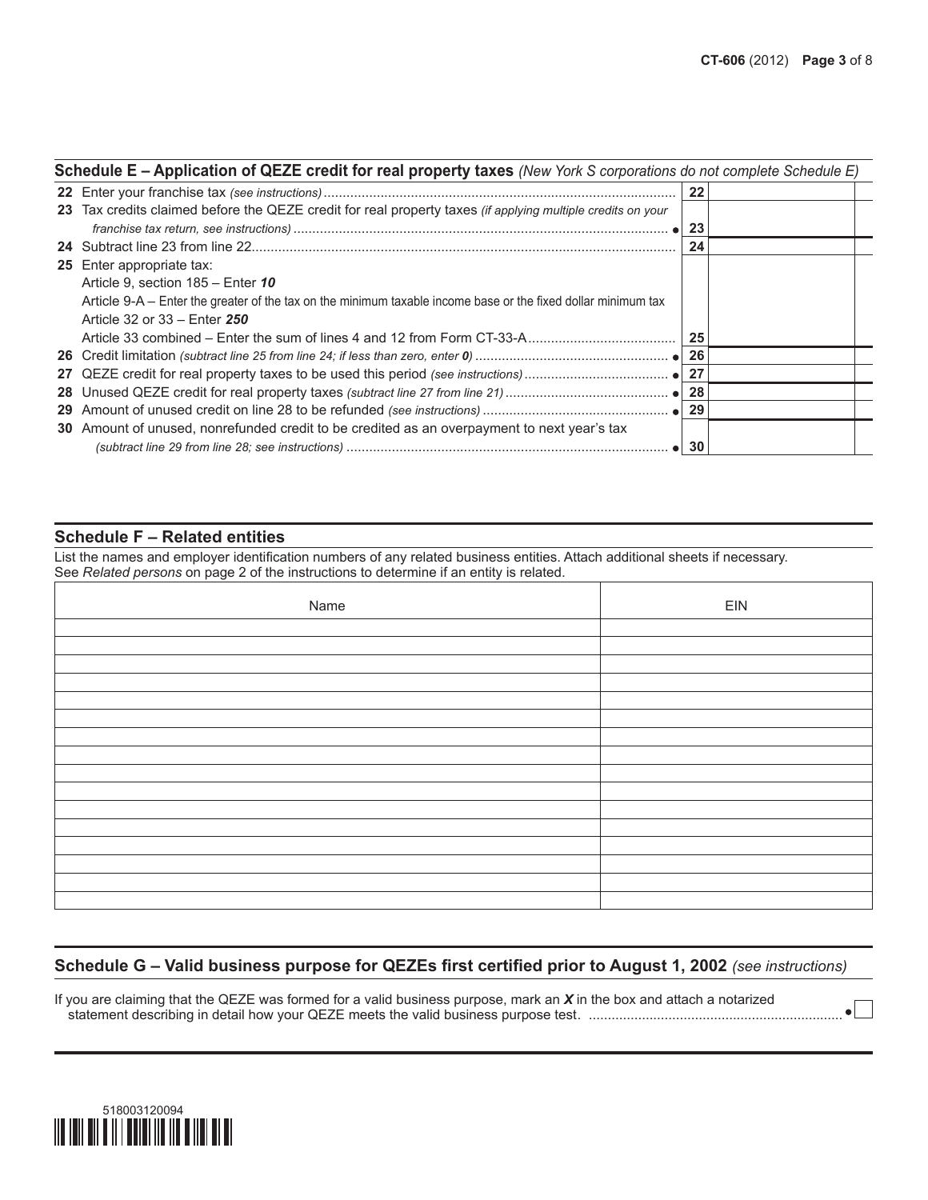## Schedule E – Application of QEZE credit for real property taxes *(New York S corporations do not complete Schedule E)*

| | | | |
|---|---|---|---|
| **22** | Enter your franchise tax *(see instructions)* | 22 | |
| **23** | Tax credits claimed before the QEZE credit for real property taxes *(if applying multiple credits on your franchise tax return, see instructions)* • | 23 | |
| **24** | Subtract line 23 from line 22 | 24 | |
| **25** | Enter appropriate tax:<br>Article 9, section 185 – Enter ***10***<br>Article 9-A – Enter the greater of the tax on the minimum taxable income base or the fixed dollar minimum tax<br>Article 32 or 33 – Enter ***250***<br>Article 33 combined – Enter the sum of lines 4 and 12 from Form CT-33-A | 25 | |
| **26** | Credit limitation *(subtract line 25 from line 24; if less than zero, enter **0**)* • | 26 | |
| **27** | QEZE credit for real property taxes to be used this period *(see instructions)* • | 27 | |
| **28** | Unused QEZE credit for real property taxes *(subtract line 27 from line 21)* • | 28 | |
| **29** | Amount of unused credit on line 28 to be refunded *(see instructions)* • | 29 | |
| **30** | Amount of unused, nonrefunded credit to be credited as an overpayment to next year's tax *(subtract line 29 from line 28; see instructions)* • | 30 | |

## Schedule F – Related entities

List the names and employer identification numbers of any related business entities. Attach additional sheets if necessary. See *Related persons* on page 2 of the instructions to determine if an entity is related.

| Name | EIN |
|---|---|
| | |
| | |
| | |
| | |
| | |
| | |
| | |
| | |
| | |
| | |
| | |
| | |
| | |
| | |
| | |
| | |

## Schedule G – Valid business purpose for QEZEs first certified prior to August 1, 2002 *(see instructions)*

If you are claiming that the QEZE was formed for a valid business purpose, mark an ***X*** in the box and attach a notarized statement describing in detail how your QEZE meets the valid business purpose test. • ☐

518003120094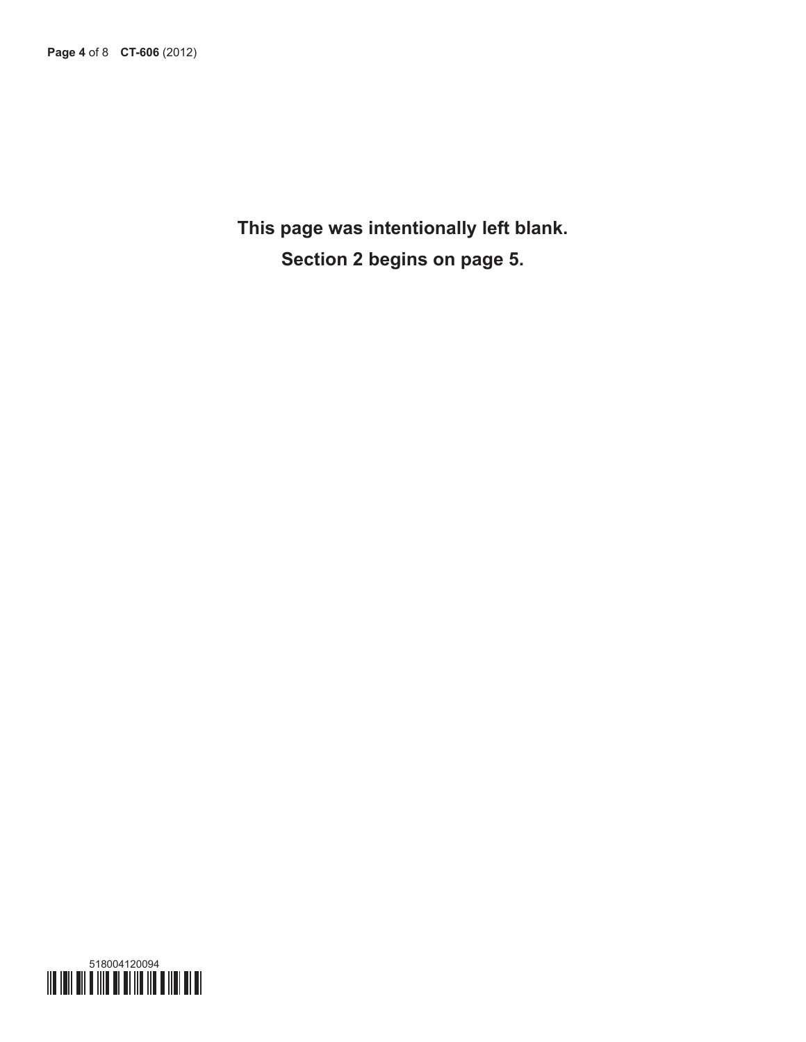**This page was intentionally left blank.**

**Section 2 begins on page 5.**

518004120094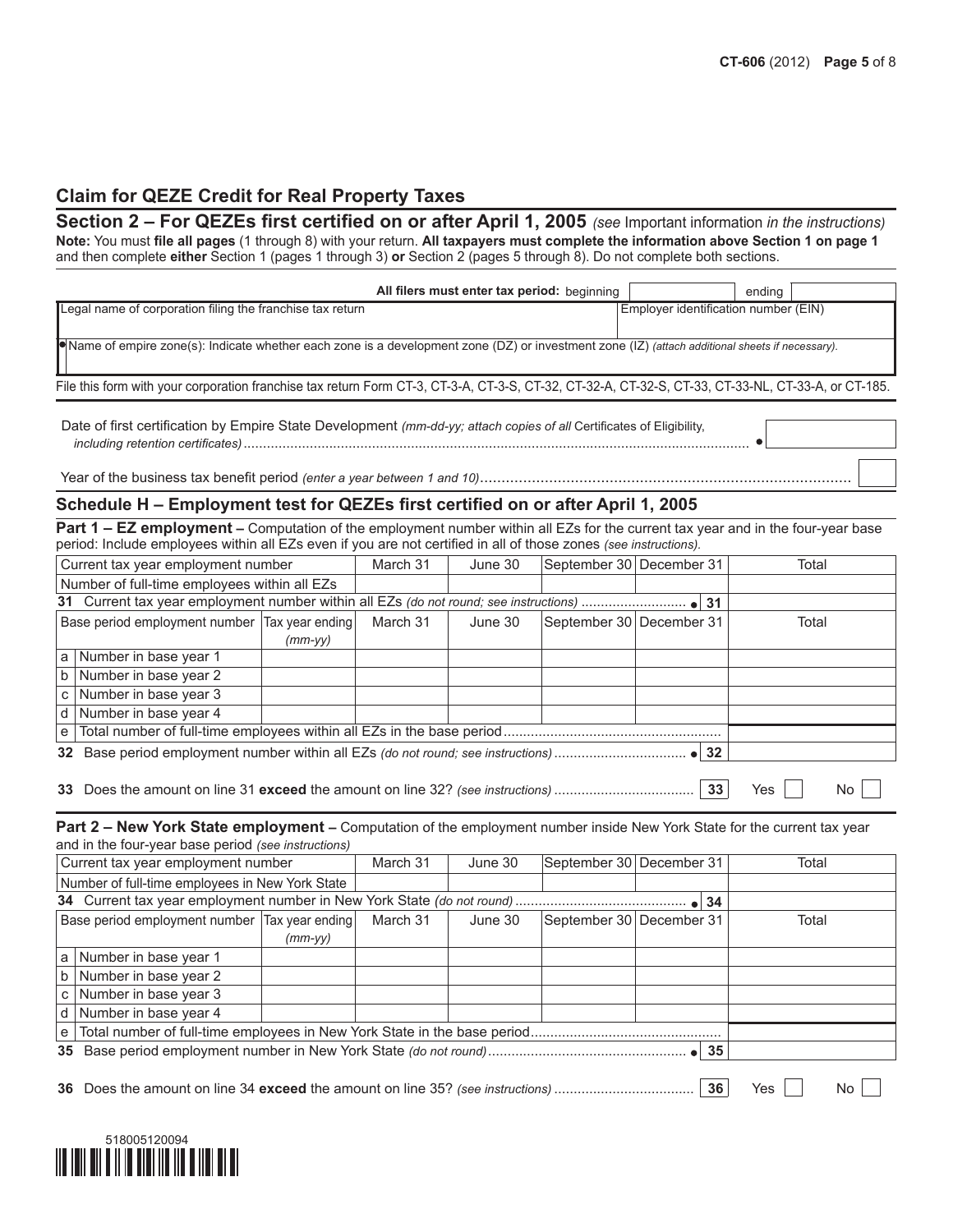## Claim for QEZE Credit for Real Property Taxes

### Section 2 – For QEZEs first certified on or after April 1, 2005 *(see* Important information *in the instructions)*

**Note:** You must **file all pages** (1 through 8) with your return. **All taxpayers must complete the information above Section 1 on page 1** and then complete **either** Section 1 (pages 1 through 3) **or** Section 2 (pages 5 through 8). Do not complete both sections.

**All filers must enter tax period:** beginning ______ ending ______

| Legal name of corporation filing the franchise tax return | Employer identification number (EIN) |
|---|---|
| | |

● Name of empire zone(s): Indicate whether each zone is a development zone (DZ) or investment zone (IZ) *(attach additional sheets if necessary).*

File this form with your corporation franchise tax return Form CT-3, CT-3-A, CT-3-S, CT-32, CT-32-A, CT-32-S, CT-33, CT-33-NL, CT-33-A, or CT-185.

Date of first certification by Empire State Development *(mm-dd-yy; attach copies of all* Certificates of Eligibility, *including retention certificates)* ................................ ●

Year of the business tax benefit period *(enter a year between 1 and 10)* ................................

### Schedule H – Employment test for QEZEs first certified on or after April 1, 2005

**Part 1 – EZ employment –** Computation of the employment number within all EZs for the current tax year and in the four-year base period: Include employees within all EZs even if you are not certified in all of those zones *(see instructions).*

| Current tax year employment number | | March 31 | June 30 | September 30 | December 31 | Total |
|---|---|---|---|---|---|---|
| Number of full-time employees within all EZs | | | | | | |
| **31** Current tax year employment number within all EZs *(do not round; see instructions)* .......... ● **31** | | | | | | |
| Base period employment number | Tax year ending *(mm-yy)* | March 31 | June 30 | September 30 | December 31 | Total |
| a Number in base year 1 | | | | | | |
| b Number in base year 2 | | | | | | |
| c Number in base year 3 | | | | | | |
| d Number in base year 4 | | | | | | |
| e Total number of full-time employees within all EZs in the base period .......... | | | | | | |
| **32** Base period employment number within all EZs *(do not round; see instructions)* .......... ● **32** | | | | | | |

**33** Does the amount on line 31 **exceed** the amount on line 32? *(see instructions)* .......... **33** Yes ☐ No ☐

**Part 2 – New York State employment –** Computation of the employment number inside New York State for the current tax year and in the four-year base period *(see instructions)*

| Current tax year employment number | | March 31 | June 30 | September 30 | December 31 | Total |
|---|---|---|---|---|---|---|
| Number of full-time employees in New York State | | | | | | |
| **34** Current tax year employment number in New York State *(do not round)* .......... ● **34** | | | | | | |
| Base period employment number | Tax year ending *(mm-yy)* | March 31 | June 30 | September 30 | December 31 | Total |
| a Number in base year 1 | | | | | | |
| b Number in base year 2 | | | | | | |
| c Number in base year 3 | | | | | | |
| d Number in base year 4 | | | | | | |
| e Total number of full-time employees in New York State in the base period .......... | | | | | | |
| **35** Base period employment number in New York State *(do not round)* .......... ● **35** | | | | | | |

**36** Does the amount on line 34 **exceed** the amount on line 35? *(see instructions)* .......... **36** Yes ☐ No ☐

518005120094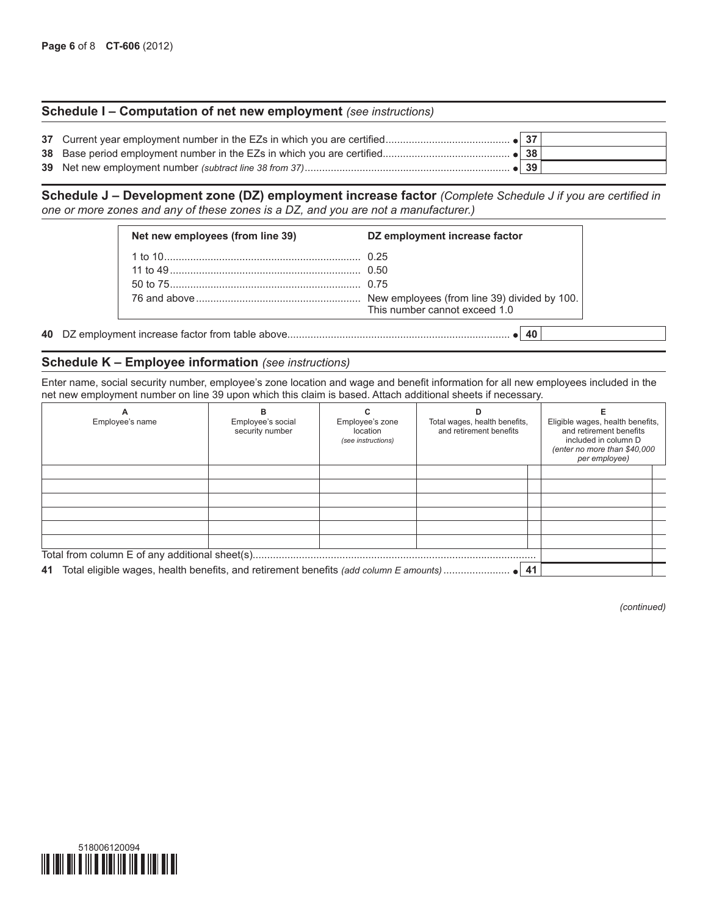## Schedule I – Computation of net new employment *(see instructions)*

| | | | |
|---|---|---|---|
| **37** | Current year employment number in the EZs in which you are certified | **37** | |
| **38** | Base period employment number in the EZs in which you are certified | **38** | |
| **39** | Net new employment number *(subtract line 38 from 37)* | **39** | |

## Schedule J – Development zone (DZ) employment increase factor *(Complete Schedule J if you are certified in one or more zones and any of these zones is a DZ, and you are not a manufacturer.)*

| Net new employees (from line 39) | DZ employment increase factor |
|---|---|
| 1 to 10 | 0.25 |
| 11 to 49 | 0.50 |
| 50 to 75 | 0.75 |
| 76 and above | New employees (from line 39) divided by 100. This number cannot exceed 1.0 |

| | | | |
|---|---|---|---|
| **40** | DZ employment increase factor from table above | **40** | |

## Schedule K – Employee information *(see instructions)*

Enter name, social security number, employee's zone location and wage and benefit information for all new employees included in the net new employment number on line 39 upon which this claim is based. Attach additional sheets if necessary.

| A<br>Employee's name | B<br>Employee's social security number | C<br>Employee's zone location *(see instructions)* | D<br>Total wages, health benefits, and retirement benefits | E<br>Eligible wages, health benefits, and retirement benefits included in column D *(enter no more than $40,000 per employee)* |
|---|---|---|---|---|
| | | | | |
| | | | | |
| | | | | |
| | | | | |
| | | | | |
| | | | | |
| Total from column E of any additional sheet(s) | | | | |
| **41** Total eligible wages, health benefits, and retirement benefits *(add column E amounts)* | | | **41** | |

*(continued)*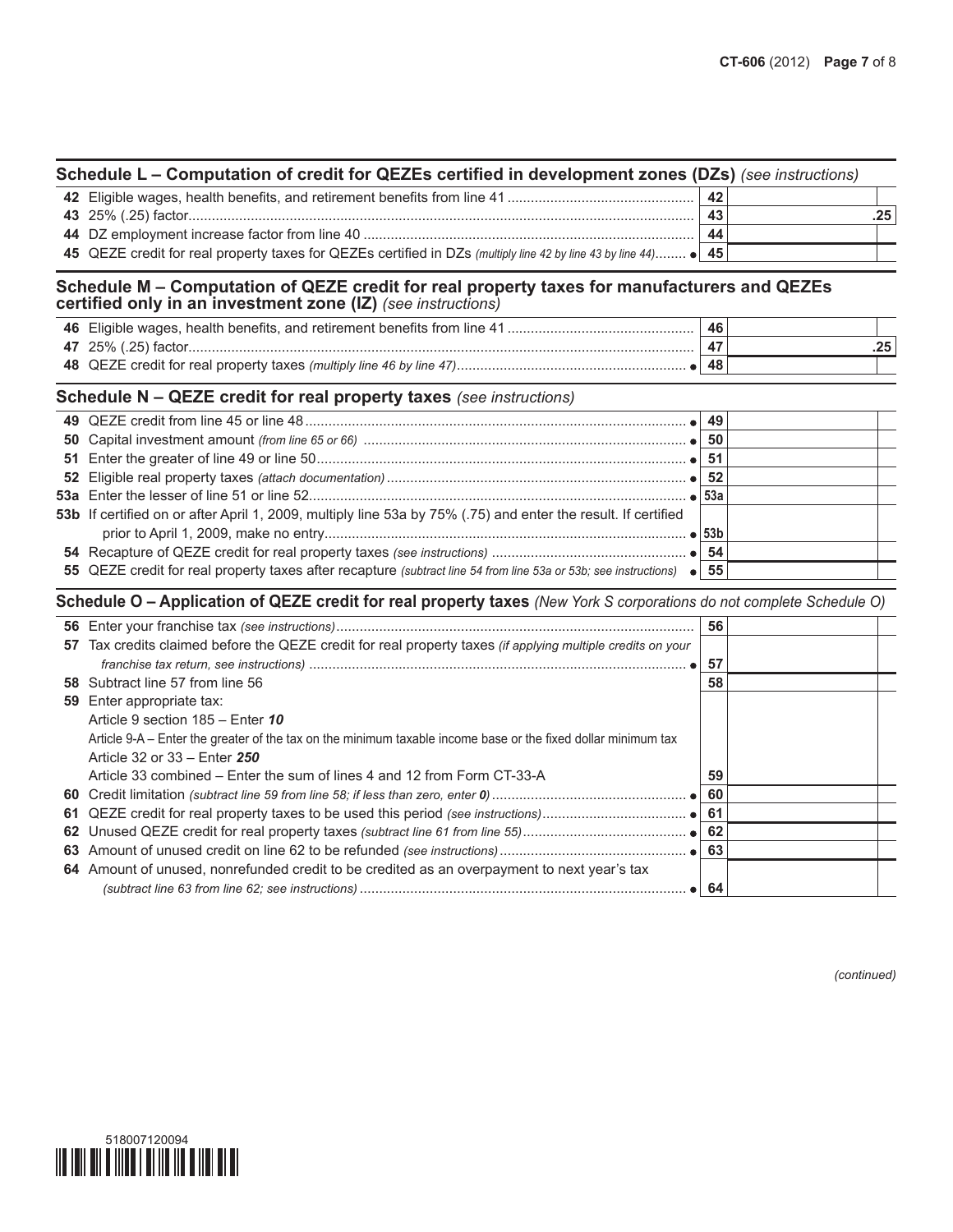## Schedule L – Computation of credit for QEZEs certified in development zones (DZs) *(see instructions)*

| | | | |
|---|---|---|---|
| **42** Eligible wages, health benefits, and retirement benefits from line 41 | 42 | | |
| **43** 25% (.25) factor | 43 | | .25 |
| **44** DZ employment increase factor from line 40 | 44 | | |
| **45** QEZE credit for real property taxes for QEZEs certified in DZs *(multiply line 42 by line 43 by line 44)* • | 45 | | |

## Schedule M – Computation of QEZE credit for real property taxes for manufacturers and QEZEs certified only in an investment zone (IZ) *(see instructions)*

| | | | |
|---|---|---|---|
| **46** Eligible wages, health benefits, and retirement benefits from line 41 | 46 | | |
| **47** 25% (.25) factor | 47 | | .25 |
| **48** QEZE credit for real property taxes *(multiply line 46 by line 47)* • | 48 | | |

## Schedule N – QEZE credit for real property taxes *(see instructions)*

| | | | |
|---|---|---|---|
| **49** QEZE credit from line 45 or line 48 • | 49 | | |
| **50** Capital investment amount *(from line 65 or 66)* • | 50 | | |
| **51** Enter the greater of line 49 or line 50 • | 51 | | |
| **52** Eligible real property taxes *(attach documentation)* • | 52 | | |
| **53a** Enter the lesser of line 51 or line 52 • | 53a | | |
| **53b** If certified on or after April 1, 2009, multiply line 53a by 75% (.75) and enter the result. If certified prior to April 1, 2009, make no entry • | 53b | | |
| **54** Recapture of QEZE credit for real property taxes *(see instructions)* • | 54 | | |
| **55** QEZE credit for real property taxes after recapture *(subtract line 54 from line 53a or 53b; see instructions)* • | 55 | | |

## Schedule O – Application of QEZE credit for real property taxes *(New York S corporations do not complete Schedule O)*

| | | | |
|---|---|---|---|
| **56** Enter your franchise tax *(see instructions)* | 56 | | |
| **57** Tax credits claimed before the QEZE credit for real property taxes *(if applying multiple credits on your franchise tax return, see instructions)* • | 57 | | |
| **58** Subtract line 57 from line 56 | 58 | | |
| **59** Enter appropriate tax:<br>Article 9 section 185 – Enter ***10***<br>Article 9-A – Enter the greater of the tax on the minimum taxable income base or the fixed dollar minimum tax<br>Article 32 or 33 – Enter ***250***<br>Article 33 combined – Enter the sum of lines 4 and 12 from Form CT-33-A | 59 | | |
| **60** Credit limitation *(subtract line 59 from line 58; if less than zero, enter **0**)* • | 60 | | |
| **61** QEZE credit for real property taxes to be used this period *(see instructions)* • | 61 | | |
| **62** Unused QEZE credit for real property taxes *(subtract line 61 from line 55)* • | 62 | | |
| **63** Amount of unused credit on line 62 to be refunded *(see instructions)* • | 63 | | |
| **64** Amount of unused, nonrefunded credit to be credited as an overpayment to next year's tax *(subtract line 63 from line 62; see instructions)* • | 64 | | |

*(continued)*

518007120094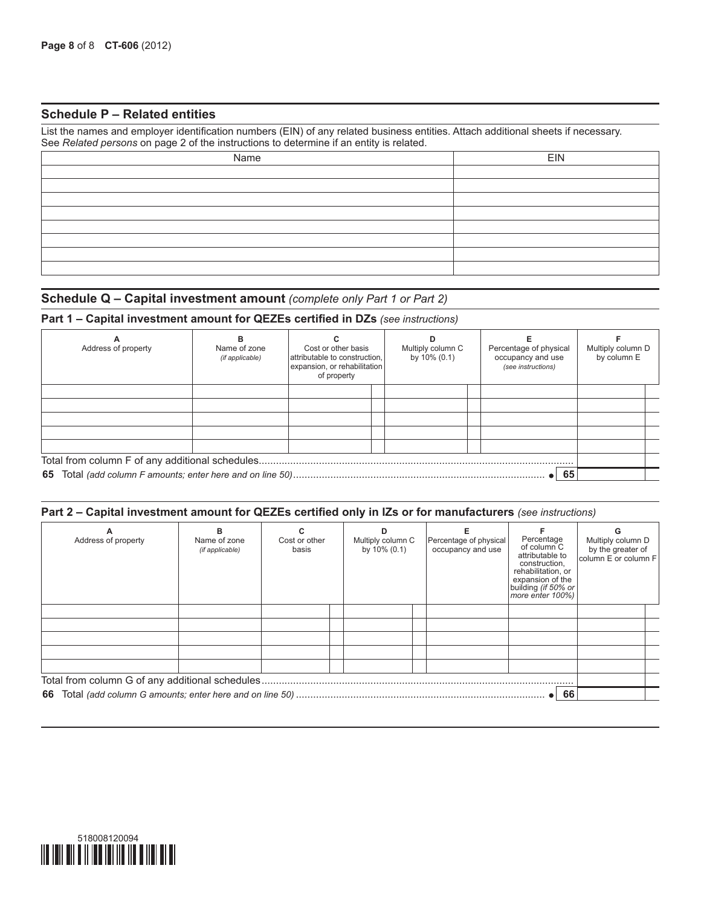## Schedule P – Related entities

List the names and employer identification numbers (EIN) of any related business entities. Attach additional sheets if necessary. See *Related persons* on page 2 of the instructions to determine if an entity is related.

| Name | EIN |
|---|---|
| | |
| | |
| | |
| | |
| | |
| | |
| | |
| | |

## Schedule Q – Capital investment amount *(complete only Part 1 or Part 2)*

### Part 1 – Capital investment amount for QEZEs certified in DZs *(see instructions)*

| A<br>Address of property | B<br>Name of zone *(if applicable)* | C<br>Cost or other basis attributable to construction, expansion, or rehabilitation of property | D<br>Multiply column C by 10% (0.1) | E<br>Percentage of physical occupancy and use *(see instructions)* | F<br>Multiply column D by column E |
|---|---|---|---|---|---|
| | | | | | |
| | | | | | |
| | | | | | |
| | | | | | |
| | | | | | |
| Total from column F of any additional schedules | | | | | |
| **65** Total *(add column F amounts; enter here and on line 50)* | | | | ● **65** | |

### Part 2 – Capital investment amount for QEZEs certified only in IZs or for manufacturers *(see instructions)*

| A<br>Address of property | B<br>Name of zone *(if applicable)* | C<br>Cost or other basis | D<br>Multiply column C by 10% (0.1) | E<br>Percentage of physical occupancy and use | F<br>Percentage of column C attributable to construction, rehabilitation, or expansion of the building *(if 50% or more enter 100%)* | G<br>Multiply column D by the greater of column E or column F |
|---|---|---|---|---|---|---|
| | | | | | | |
| | | | | | | |
| | | | | | | |
| | | | | | | |
| | | | | | | |
| Total from column G of any additional schedules | | | | | | |
| **66** Total *(add column G amounts; enter here and on line 50)* | | | | | ● **66** | |

518008120094